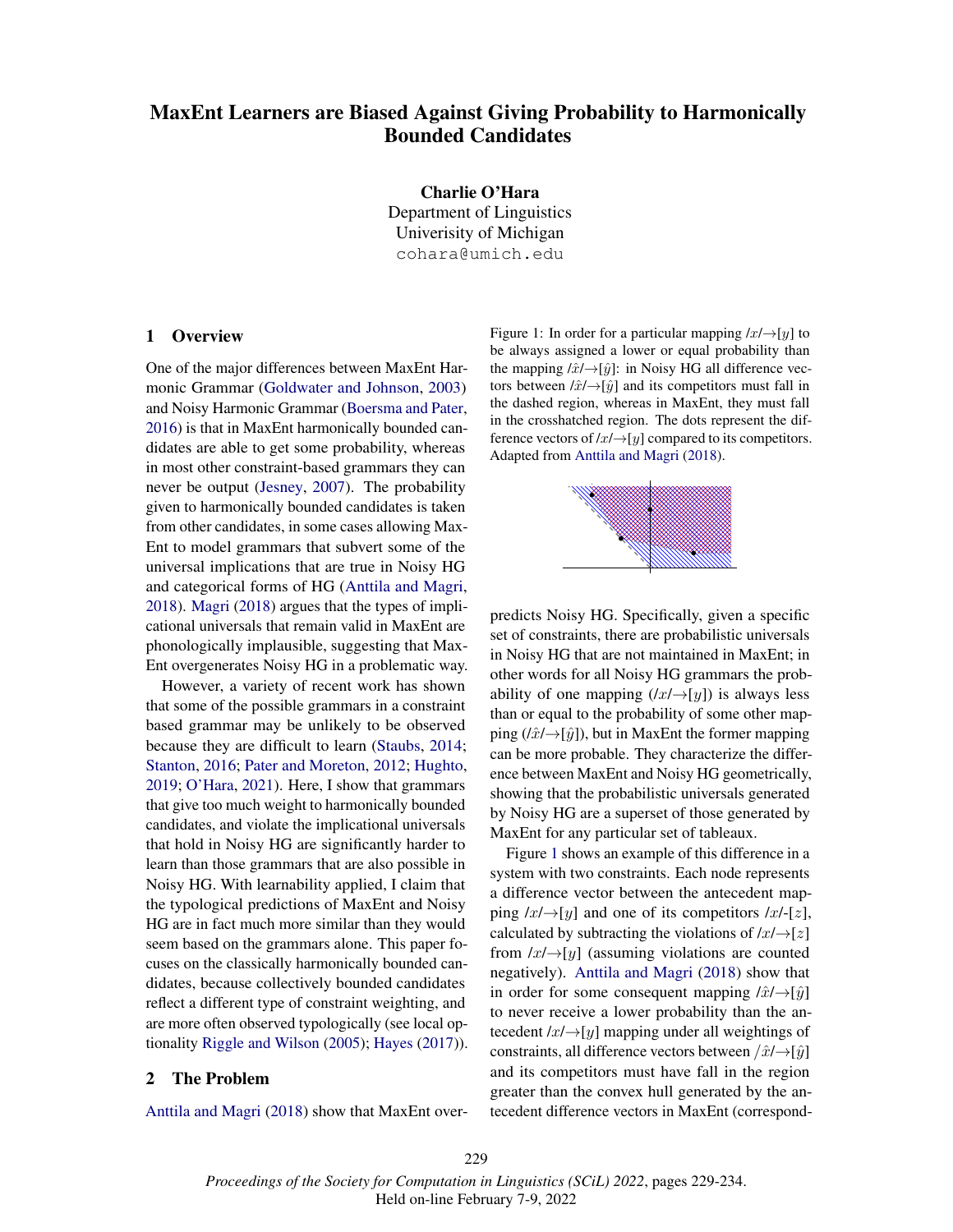# MaxEnt Learners are Biased Against Giving Probability to Harmonically Bounded Candidates

**Charlie O'Hara**
Department of Linguistics
Univeristy of Michigan
cohara@umich.edu

## 1 Overview

One of the major differences between MaxEnt Harmonic Grammar (Goldwater and Johnson, 2003) and Noisy Harmonic Grammar (Boersma and Pater, 2016) is that in MaxEnt harmonically bounded candidates are able to get some probability, whereas in most other constraint-based grammars they can never be output (Jesney, 2007). The probability given to harmonically bounded candidates is taken from other candidates, in some cases allowing MaxEnt to model grammars that subvert some of the universal implications that are true in Noisy HG and categorical forms of HG (Anttila and Magri, 2018). Magri (2018) argues that the types of implicational universals that remain valid in MaxEnt are phonologically implausible, suggesting that MaxEnt overgenerates Noisy HG in a problematic way.

However, a variety of recent work has shown that some of the possible grammars in a constraint based grammar may be unlikely to be observed because they are difficult to learn (Staubs, 2014; Stanton, 2016; Pater and Moreton, 2012; Hughto, 2019; O'Hara, 2021). Here, I show that grammars that give too much weight to harmonically bounded candidates, and violate the implicational universals that hold in Noisy HG are significantly harder to learn than those grammars that are also possible in Noisy HG. With learnability applied, I claim that the typological predictions of MaxEnt and Noisy HG are in fact much more similar than they would seem based on the grammars alone. This paper focuses on the classically harmonically bounded candidates, because collectively bounded candidates reflect a different type of constraint weighting, and are more often observed typologically (see local optionality Riggle and Wilson (2005); Hayes (2017)).

## 2 The Problem

Anttila and Magri (2018) show that MaxEnt overpredicts Noisy HG. Specifically, given a specific set of constraints, there are probabilistic universals in Noisy HG that are not maintained in MaxEnt; in other words for all Noisy HG grammars the probability of one mapping (/$x$/→[$y$]) is always less than or equal to the probability of some other mapping (/$\hat{x}$/→[$\hat{y}$]), but in MaxEnt the former mapping can be more probable. They characterize the difference between MaxEnt and Noisy HG geometrically, showing that the probabilistic universals generated by Noisy HG are a superset of those generated by MaxEnt for any particular set of tableaux.

Figure 1: In order for a particular mapping /$x$/→[$y$] to be always assigned a lower or equal probability than the mapping /$\hat{x}$/→[$\hat{y}$]: in Noisy HG all difference vectors between /$\hat{x}$/→[$\hat{y}$] and its competitors must fall in the dashed region, whereas in MaxEnt, they must fall in the crosshatched region. The dots represent the difference vectors of /$x$/→[$y$] compared to its competitors. Adapted from Anttila and Magri (2018).

Figure 1 shows an example of this difference in a system with two constraints. Each node represents a difference vector between the antecedent mapping /$x$/→[$y$] and one of its competitors /$x$/-[$z$], calculated by subtracting the violations of /$x$/→[$z$] from /$x$/→[$y$] (assuming violations are counted negatively). Anttila and Magri (2018) show that in order for some consequent mapping /$\hat{x}$/→[$\hat{y}$] to never receive a lower probability than the antecedent /$x$/→[$y$] mapping under all weightings of constraints, all difference vectors between /$\hat{x}$/→[$\hat{y}$] and its competitors must have fall in the region greater than the convex hull generated by the antecedent difference vectors in MaxEnt (correspond-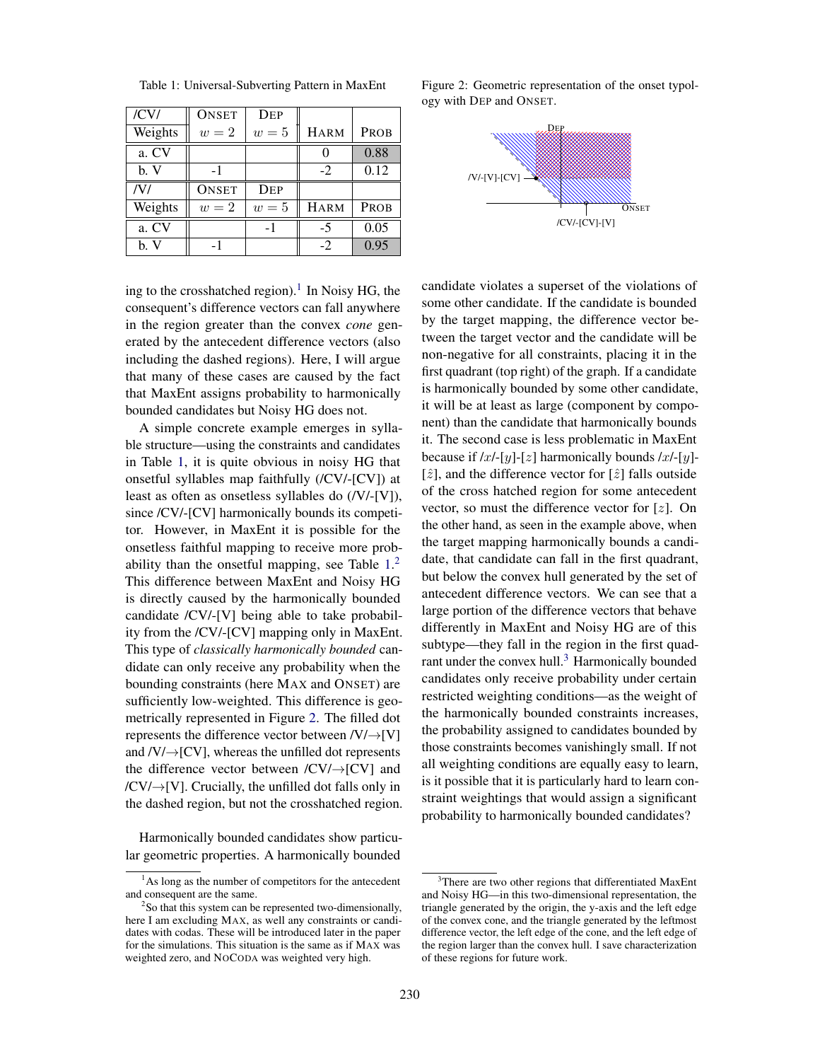Table 1: Universal-Subverting Pattern in MaxEnt

| /CV/ | ONSET | DEP | | |
|---|---|---|---|---|
| Weights | $w = 2$ | $w = 5$ | HARM | PROB |
| a. CV | | | 0 | 0.88 |
| b. V | -1 | | -2 | 0.12 |
| /V/ | ONSET | DEP | | |
| Weights | $w = 2$ | $w = 5$ | HARM | PROB |
| a. CV | | -1 | -5 | 0.05 |
| b. V | -1 | | -2 | 0.95 |

Figure 2: Geometric representation of the onset typology with DEP and ONSET.

ing to the crosshatched region).[1] In Noisy HG, the consequent's difference vectors can fall anywhere in the region greater than the convex *cone* generated by the antecedent difference vectors (also including the dashed regions). Here, I will argue that many of these cases are caused by the fact that MaxEnt assigns probability to harmonically bounded candidates but Noisy HG does not.

A simple concrete example emerges in syllable structure—using the constraints and candidates in Table 1, it is quite obvious in noisy HG that onsetful syllables map faithfully (/CV/-[CV]) at least as often as onsetless syllables do (/V/-[V]), since /CV/-[CV] harmonically bounds its competitor. However, in MaxEnt it is possible for the onsetless faithful mapping to receive more probability than the onsetful mapping, see Table 1.[2] This difference between MaxEnt and Noisy HG is directly caused by the harmonically bounded candidate /CV/-[V] being able to take probability from the /CV/-[CV] mapping only in MaxEnt. This type of *classically harmonically bounded* candidate can only receive any probability when the bounding constraints (here MAX and ONSET) are sufficiently low-weighted. This difference is geometrically represented in Figure 2. The filled dot represents the difference vector between /V/→[V] and /V/→[CV], whereas the unfilled dot represents the difference vector between /CV/→[CV] and /CV/→[V]. Crucially, the unfilled dot falls only in the dashed region, but not the crosshatched region.

Harmonically bounded candidates show particular geometric properties. A harmonically bounded candidate violates a superset of the violations of some other candidate. If the candidate is bounded by the target mapping, the difference vector between the target vector and the candidate will be non-negative for all constraints, placing it in the first quadrant (top right) of the graph. If a candidate is harmonically bounded by some other candidate, it will be at least as large (component by component) than the candidate that harmonically bounds it. The second case is less problematic in MaxEnt because if /$x$/-[$y$]-[$z$] harmonically bounds /$x$/-[$y$]-[$\hat{z}$], and the difference vector for [$\hat{z}$] falls outside of the cross hatched region for some antecedent vector, so must the difference vector for [$z$]. On the other hand, as seen in the example above, when the target mapping harmonically bounds a candidate, that candidate can fall in the first quadrant, but below the convex hull generated by the set of antecedent difference vectors. We can see that a large portion of the difference vectors that behave differently in MaxEnt and Noisy HG are of this subtype—they fall in the region in the first quadrant under the convex hull.[3] Harmonically bounded candidates only receive probability under certain restricted weighting conditions—as the weight of the harmonically bounded constraints increases, the probability assigned to candidates bounded by those constraints becomes vanishingly small. If not all weighting conditions are equally easy to learn, is it possible that it is particularly hard to learn constraint weightings that would assign a significant probability to harmonically bounded candidates?

[1] As long as the number of competitors for the antecedent and consequent are the same.

[2] So that this system can be represented two-dimensionally, here I am excluding MAX, as well any constraints or candidates with codas. These will be introduced later in the paper for the simulations. This situation is the same as if MAX was weighted zero, and NOCODA was weighted very high.

[3] There are two other regions that differentiated MaxEnt and Noisy HG—in this two-dimensional representation, the triangle generated by the origin, the y-axis and the left edge of the convex cone, and the triangle generated by the leftmost difference vector, the left edge of the cone, and the left edge of the region larger than the convex hull. I save characterization of these regions for future work.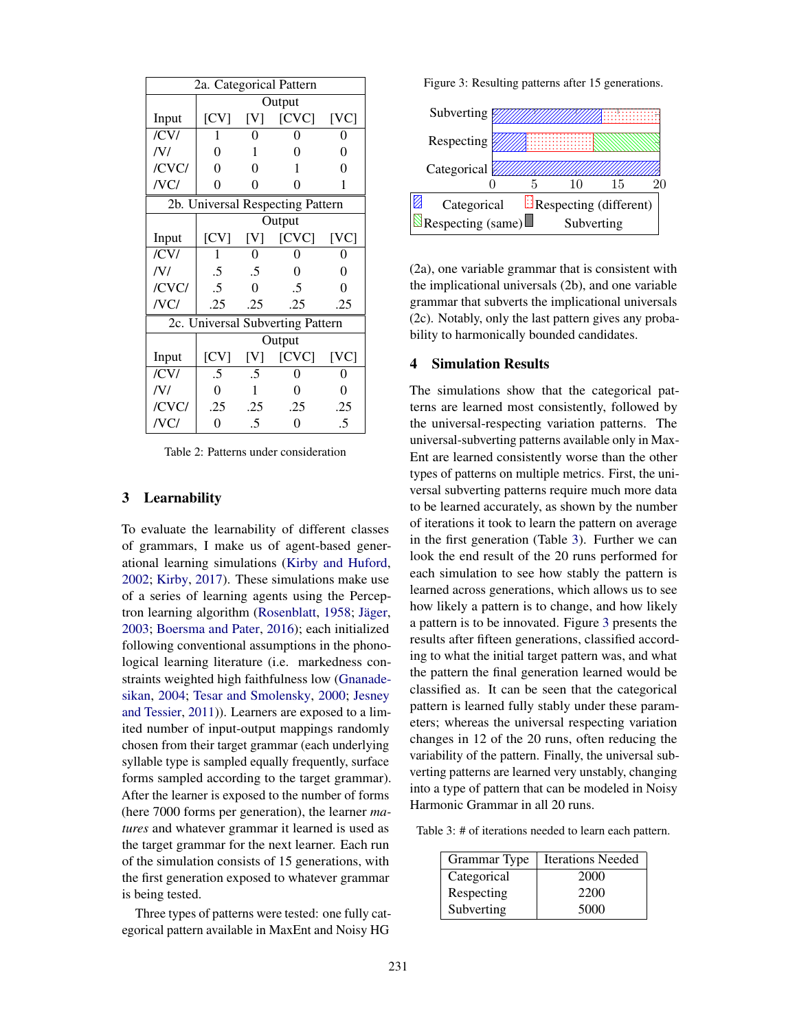| 2a. Categorical Pattern | | | | |
|---|---|---|---|---|
| | Output | | | |
| Input | [CV] | [V] | [CVC] | [VC] |
| /CV/ | 1 | 0 | 0 | 0 |
| /V/ | 0 | 1 | 0 | 0 |
| /CVC/ | 0 | 0 | 1 | 0 |
| /VC/ | 0 | 0 | 0 | 1 |
| **2b. Universal Respecting Pattern** | | | | |
| | Output | | | |
| Input | [CV] | [V] | [CVC] | [VC] |
| /CV/ | 1 | 0 | 0 | 0 |
| /V/ | .5 | .5 | 0 | 0 |
| /CVC/ | .5 | 0 | .5 | 0 |
| /VC/ | .25 | .25 | .25 | .25 |
| **2c. Universal Subverting Pattern** | | | | |
| | Output | | | |
| Input | [CV] | [V] | [CVC] | [VC] |
| /CV/ | .5 | .5 | 0 | 0 |
| /V/ | 0 | 1 | 0 | 0 |
| /CVC/ | .25 | .25 | .25 | .25 |
| /VC/ | 0 | .5 | 0 | .5 |

Table 2: Patterns under consideration

## 3 Learnability

To evaluate the learnability of different classes of grammars, I make us of agent-based generational learning simulations (Kirby and Huford, 2002; Kirby, 2017). These simulations make use of a series of learning agents using the Perceptron learning algorithm (Rosenblatt, 1958; Jäger, 2003; Boersma and Pater, 2016); each initialized following conventional assumptions in the phonological learning literature (i.e. markedness constraints weighted high faithfulness low (Gnanadesikan, 2004; Tesar and Smolensky, 2000; Jesney and Tessier, 2011)). Learners are exposed to a limited number of input-output mappings randomly chosen from their target grammar (each underlying syllable type is sampled equally frequently, surface forms sampled according to the target grammar). After the learner is exposed to the number of forms (here 7000 forms per generation), the learner *matures* and whatever grammar it learned is used as the target grammar for the next learner. Each run of the simulation consists of 15 generations, with the first generation exposed to whatever grammar is being tested.

Three types of patterns were tested: one fully categorical pattern available in MaxEnt and Noisy HG (2a), one variable grammar that is consistent with the implicational universals (2b), and one variable grammar that subverts the implicational universals (2c). Notably, only the last pattern gives any probability to harmonically bounded candidates.

Figure 3: Resulting patterns after 15 generations.

| | Categorical | Respecting (different) | Respecting (same) | Subverting |
|---|---|---|---|---|
| Subverting | 13 | 7 | 0 | 0 |
| Respecting | 4 | 8 | 8 | 0 |
| Categorical | 20 | 0 | 0 | 0 |

## 4 Simulation Results

The simulations show that the categorical patterns are learned most consistently, followed by the universal-respecting variation patterns. The universal-subverting patterns available only in MaxEnt are learned consistently worse than the other types of patterns on multiple metrics. First, the universal subverting patterns require much more data to be learned accurately, as shown by the number of iterations it took to learn the pattern on average in the first generation (Table 3). Further we can look the end result of the 20 runs performed for each simulation to see how stably the pattern is learned across generations, which allows us to see how likely a pattern is to change, and how likely a pattern is to be innovated. Figure 3 presents the results after fifteen generations, classified according to what the initial target pattern was, and what the pattern the final generation learned would be classified as. It can be seen that the categorical pattern is learned fully stably under these parameters; whereas the universal respecting variation changes in 12 of the 20 runs, often reducing the variability of the pattern. Finally, the universal subverting patterns are learned very unstably, changing into a type of pattern that can be modeled in Noisy Harmonic Grammar in all 20 runs.

Table 3: # of iterations needed to learn each pattern.

| Grammar Type | Iterations Needed |
|---|---|
| Categorical | 2000 |
| Respecting | 2200 |
| Subverting | 5000 |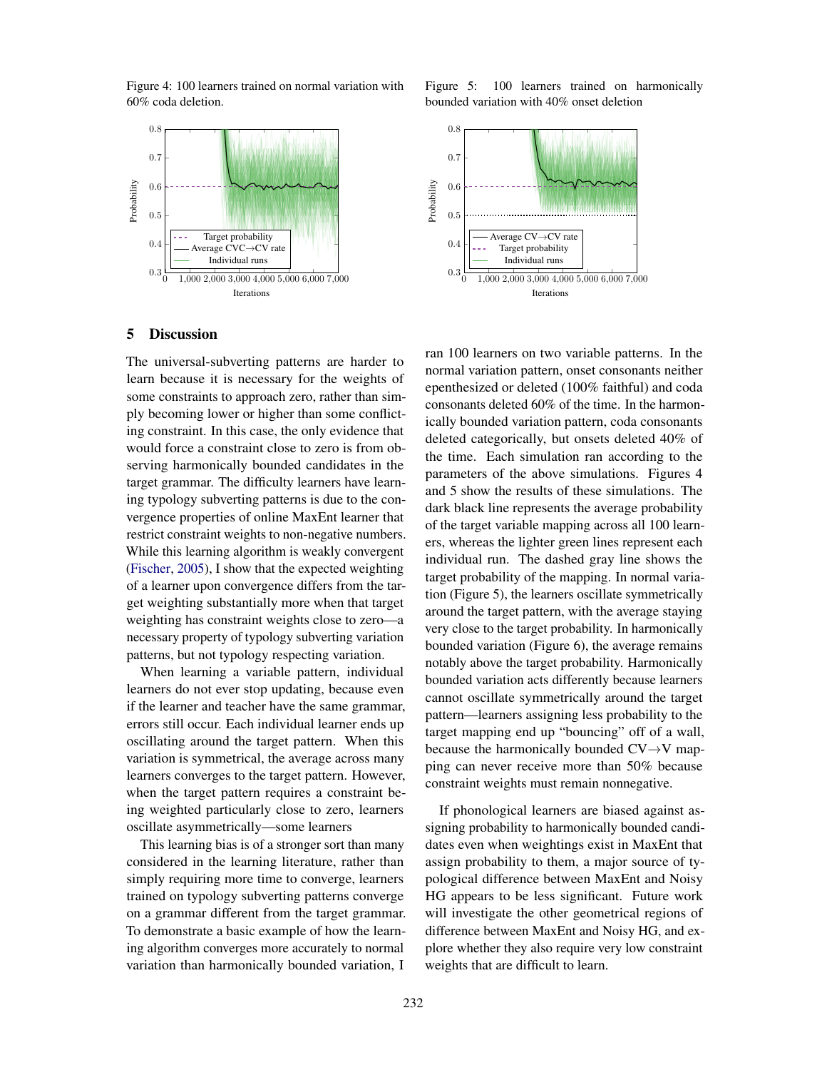Figure 4: 100 learners trained on normal variation with 60% coda deletion.

Figure 5: 100 learners trained on harmonically bounded variation with 40% onset deletion

## 5 Discussion

The universal-subverting patterns are harder to learn because it is necessary for the weights of some constraints to approach zero, rather than simply becoming lower or higher than some conflicting constraint. In this case, the only evidence that would force a constraint close to zero is from observing harmonically bounded candidates in the target grammar. The difficulty learners have learning typology subverting patterns is due to the convergence properties of online MaxEnt learner that restrict constraint weights to non-negative numbers. While this learning algorithm is weakly convergent (Fischer, 2005), I show that the expected weighting of a learner upon convergence differs from the target weighting substantially more when that target weighting has constraint weights close to zero—a necessary property of typology subverting variation patterns, but not typology respecting variation.

When learning a variable pattern, individual learners do not ever stop updating, because even if the learner and teacher have the same grammar, errors still occur. Each individual learner ends up oscillating around the target pattern. When this variation is symmetrical, the average across many learners converges to the target pattern. However, when the target pattern requires a constraint being weighted particularly close to zero, learners oscillate asymmetrically—some learners

This learning bias is of a stronger sort than many considered in the learning literature, rather than simply requiring more time to converge, learners trained on typology subverting patterns converge on a grammar different from the target grammar. To demonstrate a basic example of how the learning algorithm converges more accurately to normal variation than harmonically bounded variation, I ran 100 learners on two variable patterns. In the normal variation pattern, onset consonants neither epenthesized or deleted (100% faithful) and coda consonants deleted 60% of the time. In the harmonically bounded variation pattern, coda consonants deleted categorically, but onsets deleted 40% of the time. Each simulation ran according to the parameters of the above simulations. Figures 4 and 5 show the results of these simulations. The dark black line represents the average probability of the target variable mapping across all 100 learners, whereas the lighter green lines represent each individual run. The dashed gray line shows the target probability of the mapping. In normal variation (Figure 5), the learners oscillate symmetrically around the target pattern, with the average staying very close to the target probability. In harmonically bounded variation (Figure 6), the average remains notably above the target probability. Harmonically bounded variation acts differently because learners cannot oscillate symmetrically around the target pattern—learners assigning less probability to the target mapping end up "bouncing" off of a wall, because the harmonically bounded CV→V mapping can never receive more than 50% because constraint weights must remain nonnegative.

If phonological learners are biased against assigning probability to harmonically bounded candidates even when weightings exist in MaxEnt that assign probability to them, a major source of typological difference between MaxEnt and Noisy HG appears to be less significant. Future work will investigate the other geometrical regions of difference between MaxEnt and Noisy HG, and explore whether they also require very low constraint weights that are difficult to learn.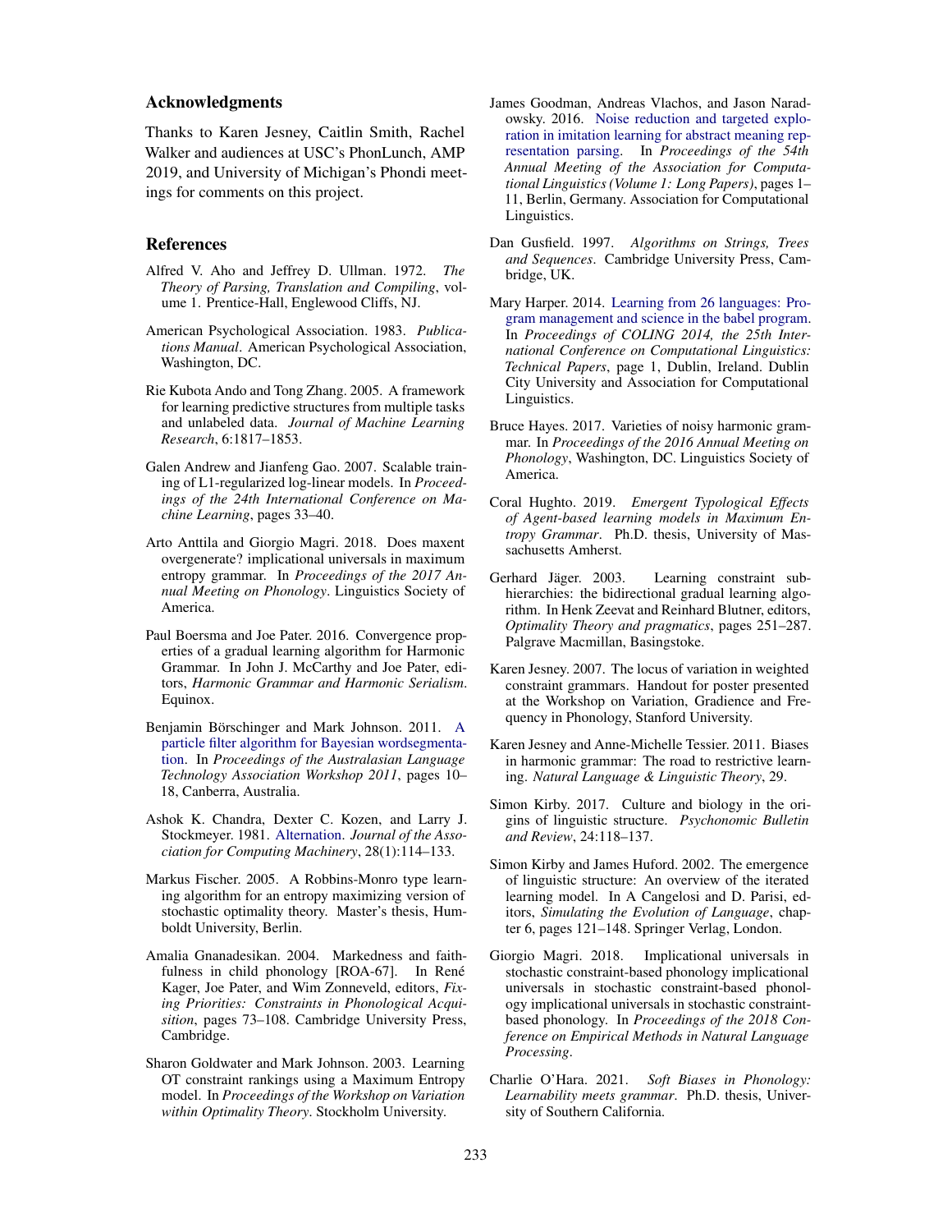## Acknowledgments

Thanks to Karen Jesney, Caitlin Smith, Rachel Walker and audiences at USC's PhonLunch, AMP 2019, and University of Michigan's Phondi meetings for comments on this project.

## References

Alfred V. Aho and Jeffrey D. Ullman. 1972. *The Theory of Parsing, Translation and Compiling*, volume 1. Prentice-Hall, Englewood Cliffs, NJ.

American Psychological Association. 1983. *Publications Manual*. American Psychological Association, Washington, DC.

Rie Kubota Ando and Tong Zhang. 2005. A framework for learning predictive structures from multiple tasks and unlabeled data. *Journal of Machine Learning Research*, 6:1817–1853.

Galen Andrew and Jianfeng Gao. 2007. Scalable training of L1-regularized log-linear models. In *Proceedings of the 24th International Conference on Machine Learning*, pages 33–40.

Arto Anttila and Giorgio Magri. 2018. Does maxent overgenerate? implicational universals in maximum entropy grammar. In *Proceedings of the 2017 Annual Meeting on Phonology*. Linguistics Society of America.

Paul Boersma and Joe Pater. 2016. Convergence properties of a gradual learning algorithm for Harmonic Grammar. In John J. McCarthy and Joe Pater, editors, *Harmonic Grammar and Harmonic Serialism*. Equinox.

Benjamin Börschinger and Mark Johnson. 2011. A particle filter algorithm for Bayesian wordsegmentation. In *Proceedings of the Australasian Language Technology Association Workshop 2011*, pages 10–18, Canberra, Australia.

Ashok K. Chandra, Dexter C. Kozen, and Larry J. Stockmeyer. 1981. Alternation. *Journal of the Association for Computing Machinery*, 28(1):114–133.

Markus Fischer. 2005. A Robbins-Monro type learning algorithm for an entropy maximizing version of stochastic optimality theory. Master's thesis, Humboldt University, Berlin.

Amalia Gnanadesikan. 2004. Markedness and faithfulness in child phonology [ROA-67]. In René Kager, Joe Pater, and Wim Zonneveld, editors, *Fixing Priorities: Constraints in Phonological Acquisition*, pages 73–108. Cambridge University Press, Cambridge.

Sharon Goldwater and Mark Johnson. 2003. Learning OT constraint rankings using a Maximum Entropy model. In *Proceedings of the Workshop on Variation within Optimality Theory*. Stockholm University.

James Goodman, Andreas Vlachos, and Jason Naradowsky. 2016. Noise reduction and targeted exploration in imitation learning for abstract meaning representation parsing. In *Proceedings of the 54th Annual Meeting of the Association for Computational Linguistics (Volume 1: Long Papers)*, pages 1–11, Berlin, Germany. Association for Computational Linguistics.

Dan Gusfield. 1997. *Algorithms on Strings, Trees and Sequences*. Cambridge University Press, Cambridge, UK.

Mary Harper. 2014. Learning from 26 languages: Program management and science in the babel program. In *Proceedings of COLING 2014, the 25th International Conference on Computational Linguistics: Technical Papers*, page 1, Dublin, Ireland. Dublin City University and Association for Computational Linguistics.

Bruce Hayes. 2017. Varieties of noisy harmonic grammar. In *Proceedings of the 2016 Annual Meeting on Phonology*, Washington, DC. Linguistics Society of America.

Coral Hughto. 2019. *Emergent Typological Effects of Agent-based learning models in Maximum Entropy Grammar*. Ph.D. thesis, University of Massachusetts Amherst.

Gerhard Jäger. 2003. Learning constraint subhierarchies: the bidirectional gradual learning algorithm. In Henk Zeevat and Reinhard Blutner, editors, *Optimality Theory and pragmatics*, pages 251–287. Palgrave Macmillan, Basingstoke.

Karen Jesney. 2007. The locus of variation in weighted constraint grammars. Handout for poster presented at the Workshop on Variation, Gradience and Frequency in Phonology, Stanford University.

Karen Jesney and Anne-Michelle Tessier. 2011. Biases in harmonic grammar: The road to restrictive learning. *Natural Language & Linguistic Theory*, 29.

Simon Kirby. 2017. Culture and biology in the origins of linguistic structure. *Psychonomic Bulletin and Review*, 24:118–137.

Simon Kirby and James Huford. 2002. The emergence of linguistic structure: An overview of the iterated learning model. In A Cangelosi and D. Parisi, editors, *Simulating the Evolution of Language*, chapter 6, pages 121–148. Springer Verlag, London.

Giorgio Magri. 2018. Implicational universals in stochastic constraint-based phonology implicational universals in stochastic constraint-based phonology implicational universals in stochastic constraint-based phonology. In *Proceedings of the 2018 Conference on Empirical Methods in Natural Language Processing*.

Charlie O'Hara. 2021. *Soft Biases in Phonology: Learnability meets grammar*. Ph.D. thesis, University of Southern California.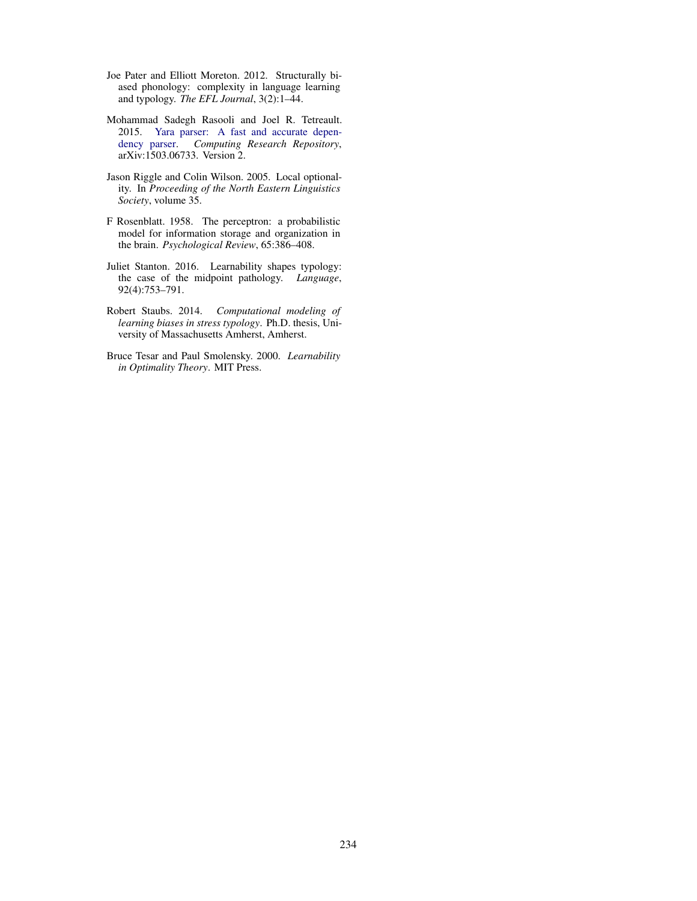Joe Pater and Elliott Moreton. 2012. Structurally biased phonology: complexity in language learning and typology. *The EFL Journal*, 3(2):1–44.

Mohammad Sadegh Rasooli and Joel R. Tetreault. 2015. Yara parser: A fast and accurate dependency parser. *Computing Research Repository*, arXiv:1503.06733. Version 2.

Jason Riggle and Colin Wilson. 2005. Local optionality. In *Proceeding of the North Eastern Linguistics Society*, volume 35.

F Rosenblatt. 1958. The perceptron: a probabilistic model for information storage and organization in the brain. *Psychological Review*, 65:386–408.

Juliet Stanton. 2016. Learnability shapes typology: the case of the midpoint pathology. *Language*, 92(4):753–791.

Robert Staubs. 2014. *Computational modeling of learning biases in stress typology*. Ph.D. thesis, University of Massachusetts Amherst, Amherst.

Bruce Tesar and Paul Smolensky. 2000. *Learnability in Optimality Theory*. MIT Press.